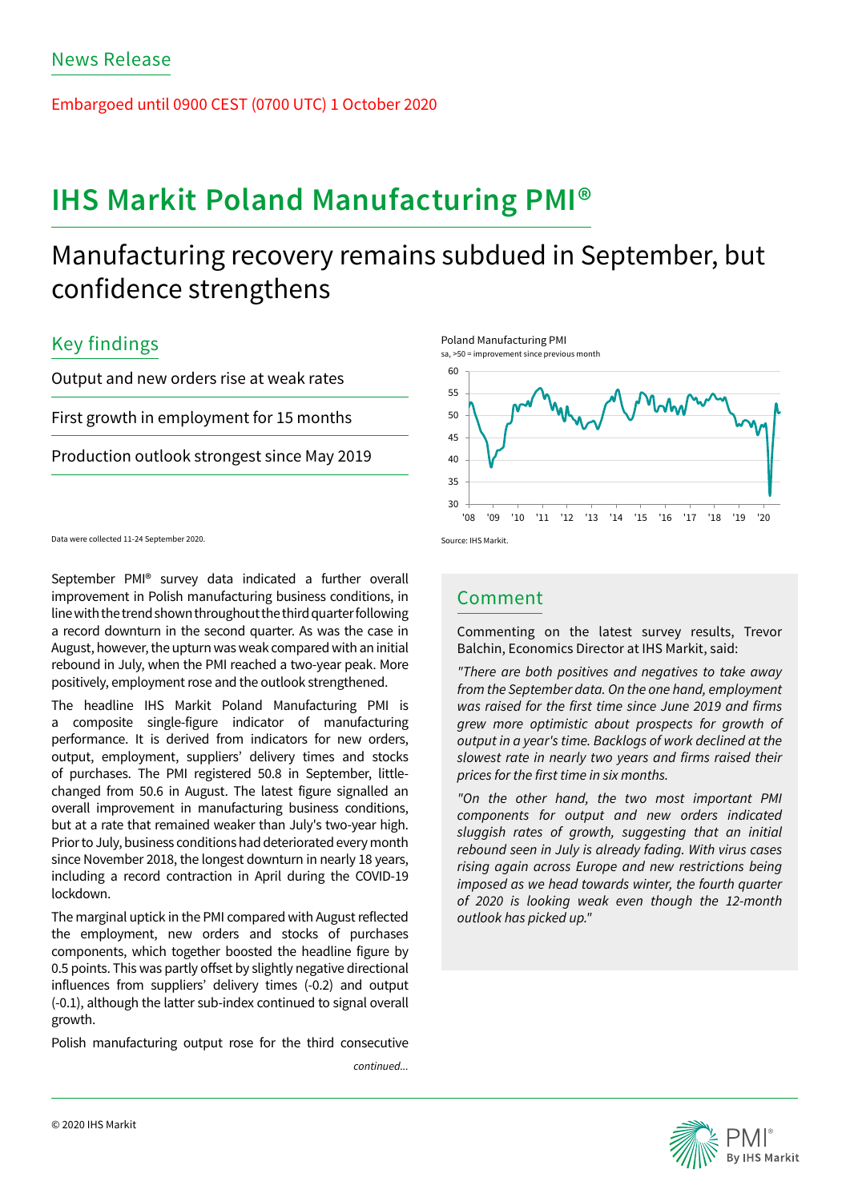News Release

Embargoed until 0900 CEST (0700 UTC) 1 October 2020

# IHS Markit Poland Manufacturing PMI®

## Manufacturing recovery remains subdued in September, but confidence strengthens

### Key findings

Output and new orders rise at weak rates

First growth in employment for 15 months

Production outlook strongest since May 2019

Data were collected 11-24 September 2020.

Poland Manufacturing PMI
sa, >50 = improvement since previous month

60
55
50
45
40
35
30

'08 '09 '10 '11 '12 '13 '14 '15 '16 '17 '18 '19 '20

Source: IHS Markit.

September PMI® survey data indicated a further overall improvement in Polish manufacturing business conditions, in line with the trend shown throughout the third quarter following a record downturn in the second quarter. As was the case in August, however, the upturn was weak compared with an initial rebound in July, when the PMI reached a two-year peak. More positively, employment rose and the outlook strengthened.

The headline IHS Markit Poland Manufacturing PMI is a composite single-figure indicator of manufacturing performance. It is derived from indicators for new orders, output, employment, suppliers' delivery times and stocks of purchases. The PMI registered 50.8 in September, little-changed from 50.6 in August. The latest figure signalled an overall improvement in manufacturing business conditions, but at a rate that remained weaker than July's two-year high. Prior to July, business conditions had deteriorated every month since November 2018, the longest downturn in nearly 18 years, including a record contraction in April during the COVID-19 lockdown.

The marginal uptick in the PMI compared with August reflected the employment, new orders and stocks of purchases components, which together boosted the headline figure by 0.5 points. This was partly offset by slightly negative directional influences from suppliers' delivery times (-0.2) and output (-0.1), although the latter sub-index continued to signal overall growth.

Polish manufacturing output rose for the third consecutive

*continued...*

### Comment

Commenting on the latest survey results, Trevor Balchin, Economics Director at IHS Markit, said:

*"There are both positives and negatives to take away from the September data. On the one hand, employment was raised for the first time since June 2019 and firms grew more optimistic about prospects for growth of output in a year's time. Backlogs of work declined at the slowest rate in nearly two years and firms raised their prices for the first time in six months.*

*"On the other hand, the two most important PMI components for output and new orders indicated sluggish rates of growth, suggesting that an initial rebound seen in July is already fading. With virus cases rising again across Europe and new restrictions being imposed as we head towards winter, the fourth quarter of 2020 is looking weak even though the 12-month outlook has picked up."*

© 2020 IHS Markit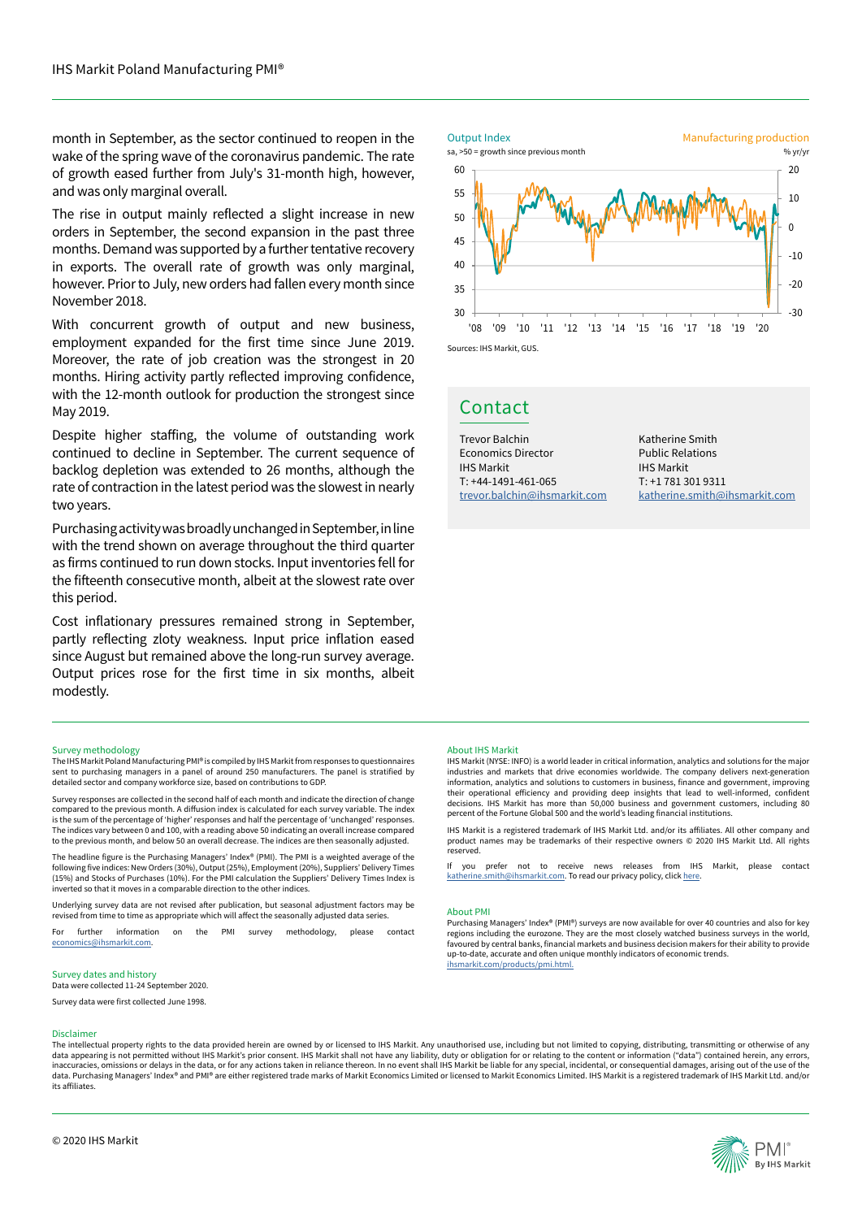month in September, as the sector continued to reopen in the wake of the spring wave of the coronavirus pandemic. The rate of growth eased further from July's 31-month high, however, and was only marginal overall.

The rise in output mainly reflected a slight increase in new orders in September, the second expansion in the past three months. Demand was supported by a further tentative recovery in exports. The overall rate of growth was only marginal, however. Prior to July, new orders had fallen every month since November 2018.

With concurrent growth of output and new business, employment expanded for the first time since June 2019. Moreover, the rate of job creation was the strongest in 20 months. Hiring activity partly reflected improving confidence, with the 12-month outlook for production the strongest since May 2019.

Despite higher staffing, the volume of outstanding work continued to decline in September. The current sequence of backlog depletion was extended to 26 months, although the rate of contraction in the latest period was the slowest in nearly two years.

Purchasing activity was broadly unchanged in September, in line with the trend shown on average throughout the third quarter as firms continued to run down stocks. Input inventories fell for the fifteenth consecutive month, albeit at the slowest rate over this period.

Cost inflationary pressures remained strong in September, partly reflecting zloty weakness. Input price inflation eased since August but remained above the long-run survey average. Output prices rose for the first time in six months, albeit modestly.

Output Index
sa, >50 = growth since previous month
Manufacturing production
% yr/yr
60
55
50
45
40
35
30
20
10
0
-10
-20
-30
'08 '09 '10 '11 '12 '13 '14 '15 '16 '17 '18 '19 '20

Sources: IHS Markit, GUS.

## Contact

Trevor Balchin
Economics Director
IHS Markit
T: +44-1491-461-065
trevor.balchin@ihsmarkit.com

Katherine Smith
Public Relations
IHS Markit
T: +1 781 301 9311
katherine.smith@ihsmarkit.com

### Survey methodology

The IHS Markit Poland Manufacturing PMI® is compiled by IHS Markit from responses to questionnaires sent to purchasing managers in a panel of around 250 manufacturers. The panel is stratified by detailed sector and company workforce size, based on contributions to GDP.

Survey responses are collected in the second half of each month and indicate the direction of change compared to the previous month. A diffusion index is calculated for each survey variable. The index is the sum of the percentage of 'higher' responses and half the percentage of 'unchanged' responses. The indices vary between 0 and 100, with a reading above 50 indicating an overall increase compared to the previous month, and below 50 an overall decrease. The indices are then seasonally adjusted.

The headline figure is the Purchasing Managers' Index® (PMI). The PMI is a weighted average of the following five indices: New Orders (30%), Output (25%), Employment (20%), Suppliers' Delivery Times (15%) and Stocks of Purchases (10%). For the PMI calculation the Suppliers' Delivery Times Index is inverted so that it moves in a comparable direction to the other indices.

Underlying survey data are not revised after publication, but seasonal adjustment factors may be revised from time to time as appropriate which will affect the seasonally adjusted data series.

For further information on the PMI survey methodology, please contact economics@ihsmarkit.com.

### Survey dates and history

Data were collected 11-24 September 2020.

Survey data were first collected June 1998.

### About IHS Markit

IHS Markit (NYSE: INFO) is a world leader in critical information, analytics and solutions for the major industries and markets that drive economies worldwide. The company delivers next-generation information, analytics and solutions to customers in business, finance and government, improving their operational efficiency and providing deep insights that lead to well-informed, confident decisions. IHS Markit has more than 50,000 business and government customers, including 80 percent of the Fortune Global 500 and the world's leading financial institutions.

IHS Markit is a registered trademark of IHS Markit Ltd. and/or its affiliates. All other company and product names may be trademarks of their respective owners © 2020 IHS Markit Ltd. All rights reserved.

If you prefer not to receive news releases from IHS Markit, please contact katherine.smith@ihsmarkit.com. To read our privacy policy, click here.

### About PMI

Purchasing Managers' Index® (PMI®) surveys are now available for over 40 countries and also for key regions including the eurozone. They are the most closely watched business surveys in the world, favoured by central banks, financial markets and business decision makers for their ability to provide up-to-date, accurate and often unique monthly indicators of economic trends.
ihsmarkit.com/products/pmi.html.

### Disclaimer

The intellectual property rights to the data provided herein are owned by or licensed to IHS Markit. Any unauthorised use, including but not limited to copying, distributing, transmitting or otherwise of any data appearing is not permitted without IHS Markit's prior consent. IHS Markit shall not have any liability, duty or obligation for or relating to the content or information ("data") contained herein, any errors, inaccuracies, omissions or delays in the data, or for any actions taken in reliance thereon. In no event shall IHS Markit be liable for any special, incidental, or consequential damages, arising out of the use of the data. Purchasing Managers' Index® and PMI® are either registered trade marks of Markit Economics Limited or licensed to Markit Economics Limited. IHS Markit is a registered trademark of IHS Markit Ltd. and/or its affiliates.

© 2020 IHS Markit